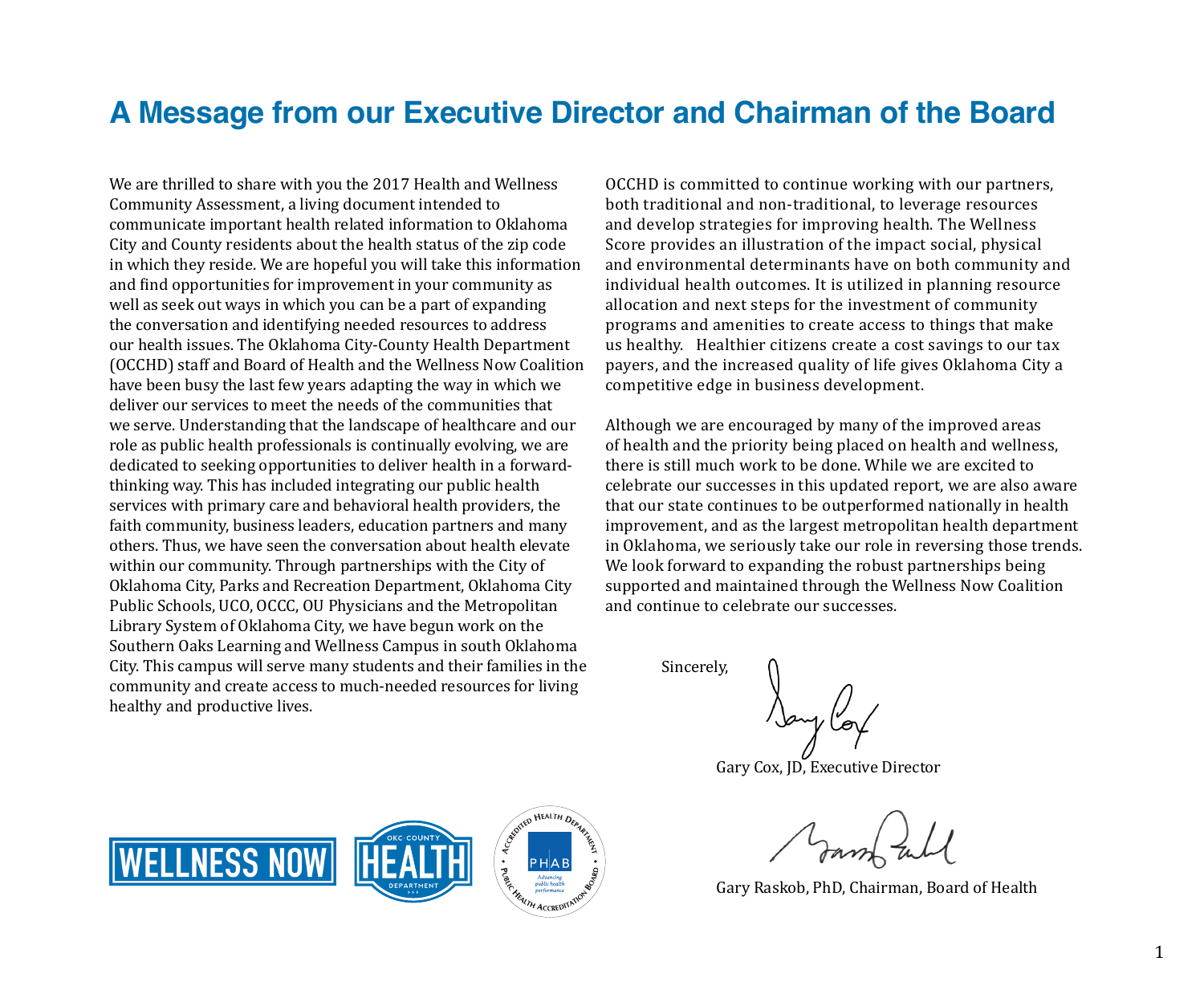# A Message from our Executive Director and Chairman of the Board

We are thrilled to share with you the 2017 Health and Wellness Community Assessment, a living document intended to communicate important health related information to Oklahoma City and County residents about the health status of the zip code in which they reside. We are hopeful you will take this information and find opportunities for improvement in your community as well as seek out ways in which you can be a part of expanding the conversation and identifying needed resources to address our health issues. The Oklahoma City-County Health Department (OCCHD) staff and Board of Health and the Wellness Now Coalition have been busy the last few years adapting the way in which we deliver our services to meet the needs of the communities that we serve. Understanding that the landscape of healthcare and our role as public health professionals is continually evolving, we are dedicated to seeking opportunities to deliver health in a forward-thinking way. This has included integrating our public health services with primary care and behavioral health providers, the faith community, business leaders, education partners and many others. Thus, we have seen the conversation about health elevate within our community. Through partnerships with the City of Oklahoma City, Parks and Recreation Department, Oklahoma City Public Schools, UCO, OCCC, OU Physicians and the Metropolitan Library System of Oklahoma City, we have begun work on the Southern Oaks Learning and Wellness Campus in south Oklahoma City. This campus will serve many students and their families in the community and create access to much-needed resources for living healthy and productive lives.

OCCHD is committed to continue working with our partners, both traditional and non-traditional, to leverage resources and develop strategies for improving health. The Wellness Score provides an illustration of the impact social, physical and environmental determinants have on both community and individual health outcomes. It is utilized in planning resource allocation and next steps for the investment of community programs and amenities to create access to things that make us healthy. Healthier citizens create a cost savings to our tax payers, and the increased quality of life gives Oklahoma City a competitive edge in business development.

Although we are encouraged by many of the improved areas of health and the priority being placed on health and wellness, there is still much work to be done. While we are excited to celebrate our successes in this updated report, we are also aware that our state continues to be outperformed nationally in health improvement, and as the largest metropolitan health department in Oklahoma, we seriously take our role in reversing those trends. We look forward to expanding the robust partnerships being supported and maintained through the Wellness Now Coalition and continue to celebrate our successes.

Sincerely,

Gary Cox, JD, Executive Director

Gary Raskob, PhD, Chairman, Board of Health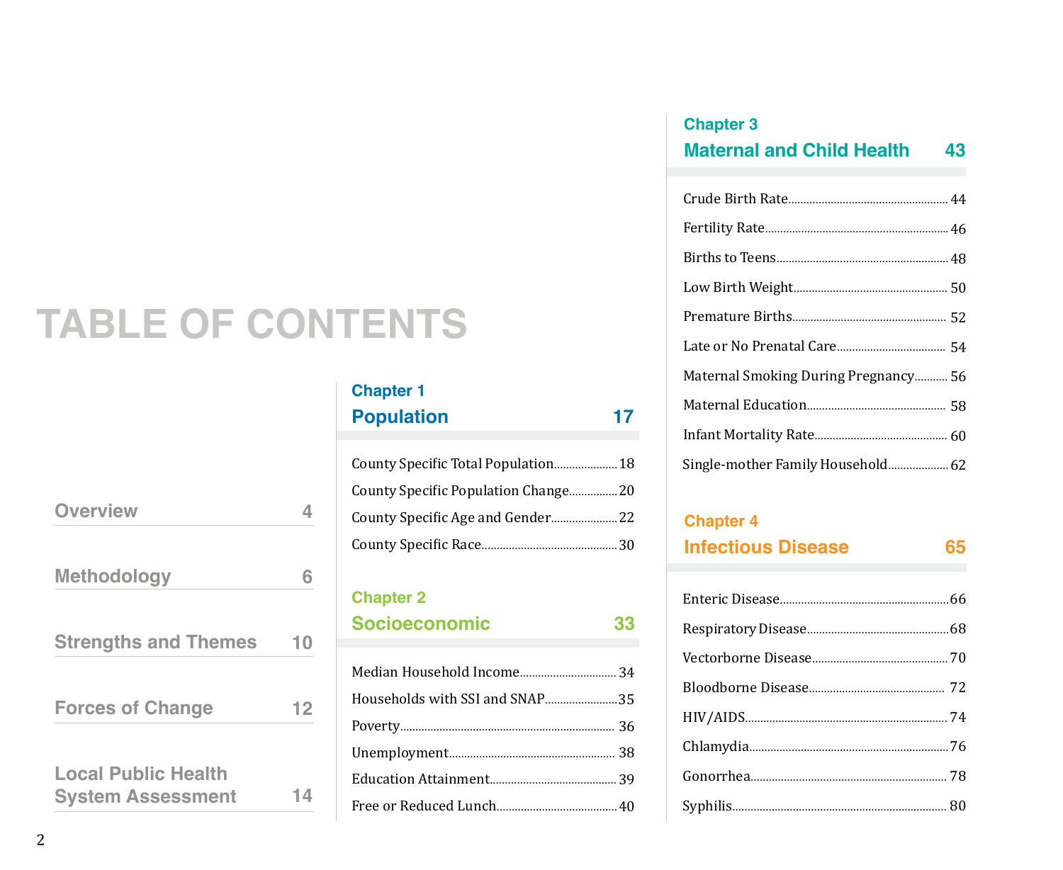# TABLE OF CONTENTS

Overview 4

Methodology 6

Strengths and Themes 10

Forces of Change 12

Local Public Health System Assessment 14

## Chapter 1
## Population 17

County Specific Total Population.....18

County Specific Population Change.....20

County Specific Age and Gender.....22

County Specific Race.....30

## Chapter 2
## Socioeconomic 33

Median Household Income.....34

Households with SSI and SNAP.....35

Poverty.....36

Unemployment.....38

Education Attainment.....39

Free or Reduced Lunch.....40

## Chapter 3
## Maternal and Child Health 43

Crude Birth Rate.....44

Fertility Rate.....46

Births to Teens.....48

Low Birth Weight.....50

Premature Births.....52

Late or No Prenatal Care.....54

Maternal Smoking During Pregnancy.....56

Maternal Education.....58

Infant Mortality Rate.....60

Single-mother Family Household.....62

## Chapter 4
## Infectious Disease 65

Enteric Disease.....66

Respiratory Disease.....68

Vectorborne Disease.....70

Bloodborne Disease.....72

HIV/AIDS.....74

Chlamydia.....76

Gonorrhea.....78

Syphilis.....80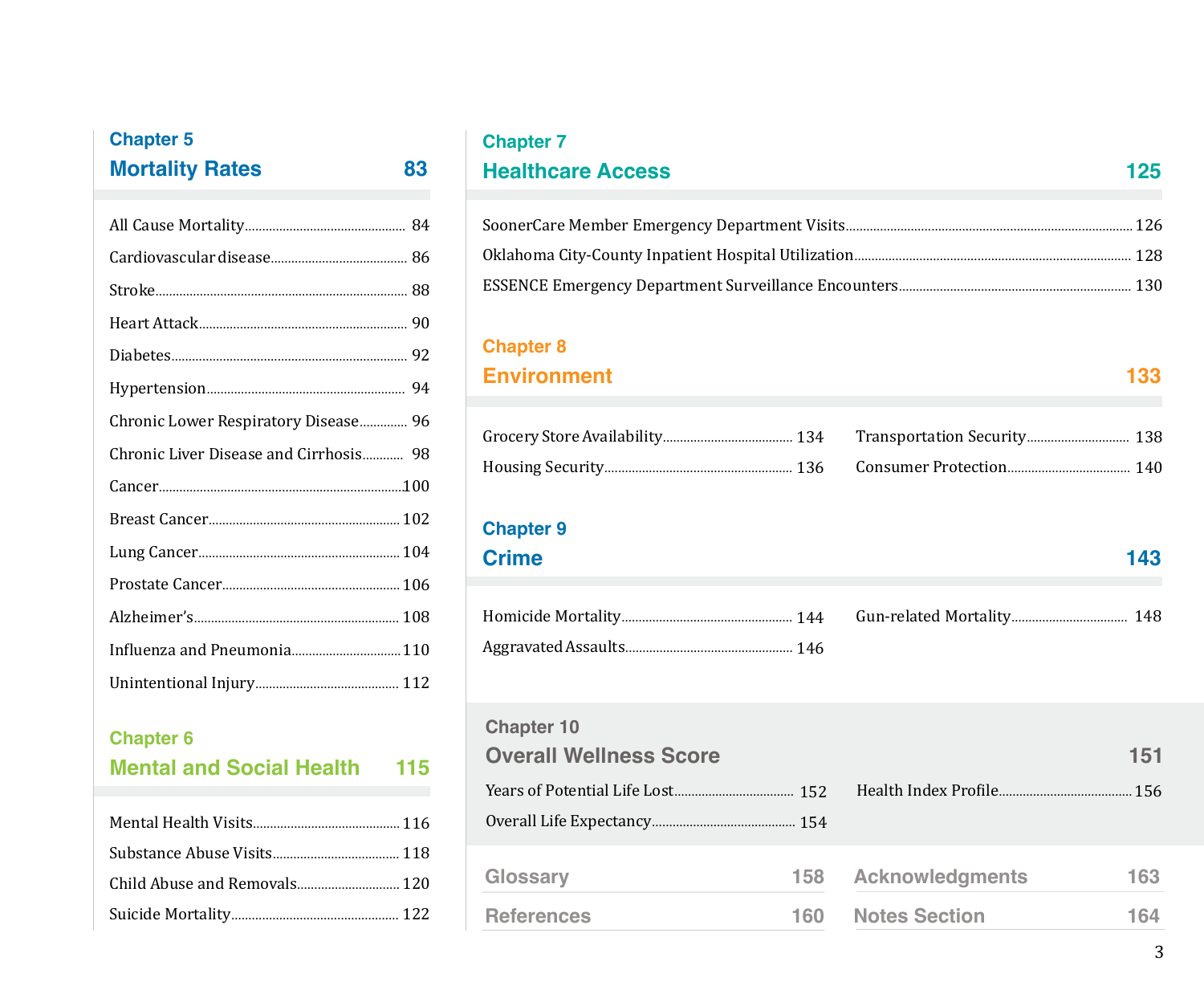## Chapter 5

## Mortality Rates 83

- All Cause Mortality ... 84
- Cardiovascular disease ... 86
- Stroke ... 88
- Heart Attack ... 90
- Diabetes ... 92
- Hypertension ... 94
- Chronic Lower Respiratory Disease ... 96
- Chronic Liver Disease and Cirrhosis ... 98
- Cancer ... 100
- Breast Cancer ... 102
- Lung Cancer ... 104
- Prostate Cancer ... 106
- Alzheimer's ... 108
- Influenza and Pneumonia ... 110
- Unintentional Injury ... 112

## Chapter 6

## Mental and Social Health 115

- Mental Health Visits ... 116
- Substance Abuse Visits ... 118
- Child Abuse and Removals ... 120
- Suicide Mortality ... 122

## Chapter 7

## Healthcare Access 125

- SoonerCare Member Emergency Department Visits ... 126
- Oklahoma City-County Inpatient Hospital Utilization ... 128
- ESSENCE Emergency Department Surveillance Encounters ... 130

## Chapter 8

## Environment 133

- Grocery Store Availability ... 134
- Housing Security ... 136
- Transportation Security ... 138
- Consumer Protection ... 140

## Chapter 9

## Crime 143

- Homicide Mortality ... 144
- Aggravated Assaults ... 146
- Gun-related Mortality ... 148

## Chapter 10

## Overall Wellness Score 151

- Years of Potential Life Lost ... 152
- Overall Life Expectancy ... 154
- Health Index Profile ... 156

## Glossary 158

## References 160

## Acknowledgments 163

## Notes Section 164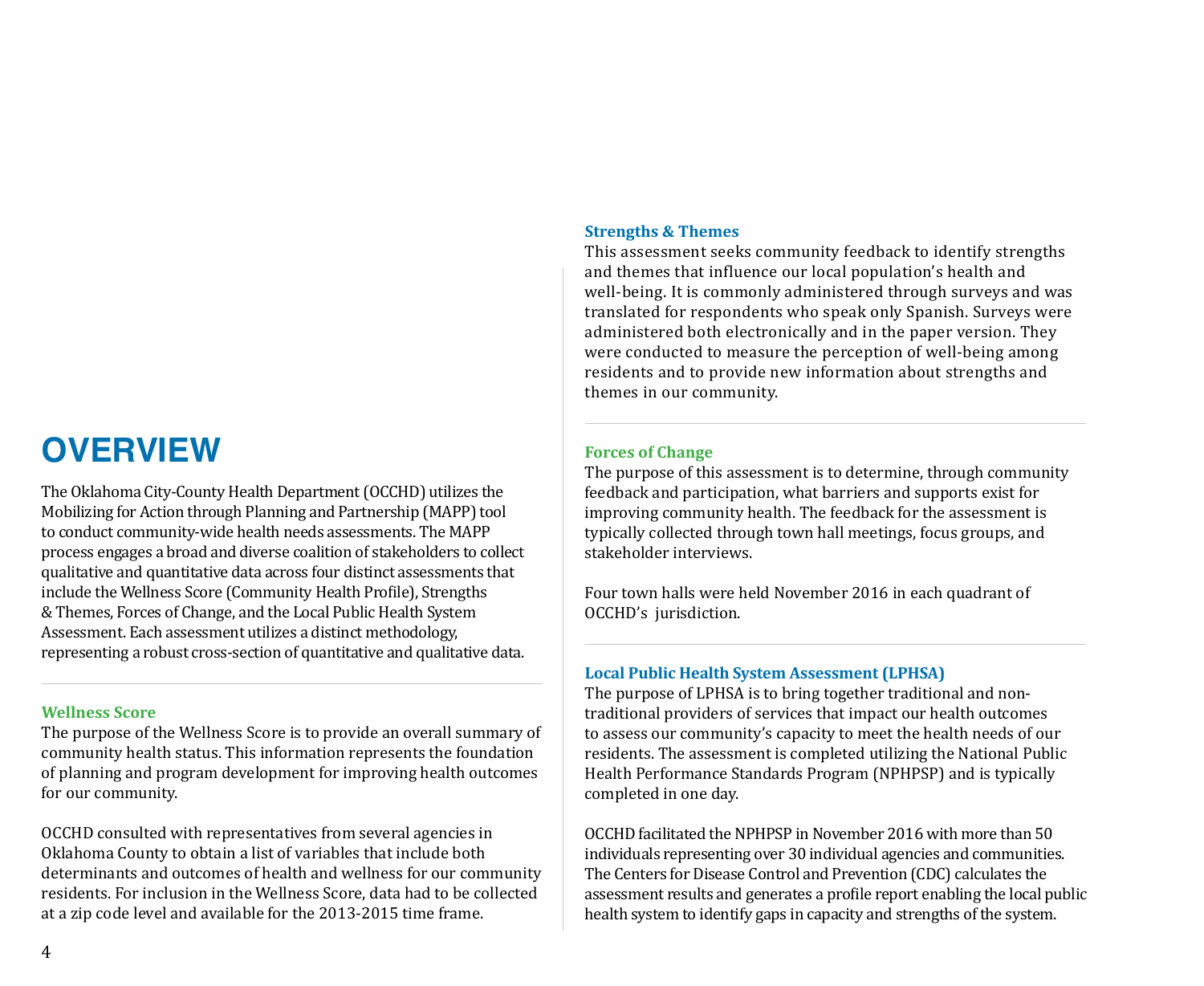# OVERVIEW

The Oklahoma City-County Health Department (OCCHD) utilizes the Mobilizing for Action through Planning and Partnership (MAPP) tool to conduct community-wide health needs assessments. The MAPP process engages a broad and diverse coalition of stakeholders to collect qualitative and quantitative data across four distinct assessments that include the Wellness Score (Community Health Profile), Strengths & Themes, Forces of Change, and the Local Public Health System Assessment. Each assessment utilizes a distinct methodology, representing a robust cross-section of quantitative and qualitative data.

### Wellness Score

The purpose of the Wellness Score is to provide an overall summary of community health status. This information represents the foundation of planning and program development for improving health outcomes for our community.

OCCHD consulted with representatives from several agencies in Oklahoma County to obtain a list of variables that include both determinants and outcomes of health and wellness for our community residents. For inclusion in the Wellness Score, data had to be collected at a zip code level and available for the 2013-2015 time frame.

### Strengths & Themes

This assessment seeks community feedback to identify strengths and themes that influence our local population's health and well-being. It is commonly administered through surveys and was translated for respondents who speak only Spanish. Surveys were administered both electronically and in the paper version. They were conducted to measure the perception of well-being among residents and to provide new information about strengths and themes in our community.

### Forces of Change

The purpose of this assessment is to determine, through community feedback and participation, what barriers and supports exist for improving community health. The feedback for the assessment is typically collected through town hall meetings, focus groups, and stakeholder interviews.

Four town halls were held November 2016 in each quadrant of OCCHD's jurisdiction.

### Local Public Health System Assessment (LPHSA)

The purpose of LPHSA is to bring together traditional and non-traditional providers of services that impact our health outcomes to assess our community's capacity to meet the health needs of our residents. The assessment is completed utilizing the National Public Health Performance Standards Program (NPHPSP) and is typically completed in one day.

OCCHD facilitated the NPHPSP in November 2016 with more than 50 individuals representing over 30 individual agencies and communities. The Centers for Disease Control and Prevention (CDC) calculates the assessment results and generates a profile report enabling the local public health system to identify gaps in capacity and strengths of the system.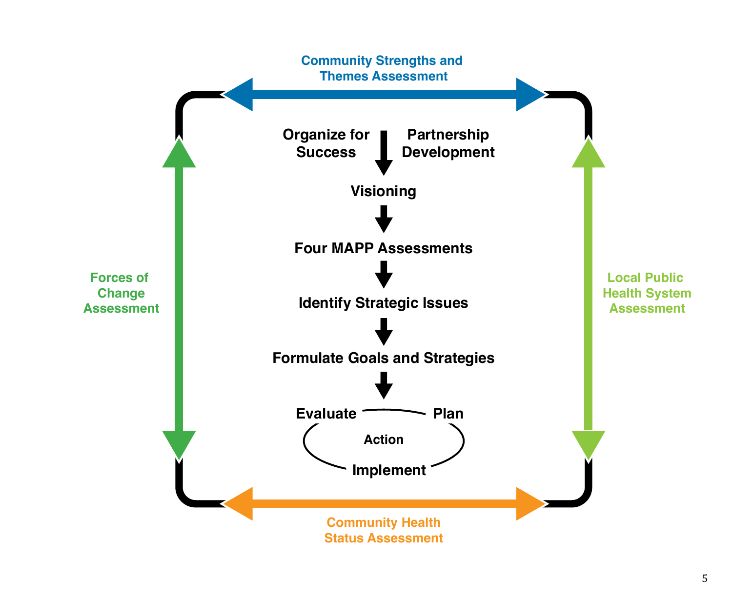Community Strengths and Themes Assessment

Organize for Success — Partnership Development

Visioning

Four MAPP Assessments

Identify Strategic Issues

Formulate Goals and Strategies

Evaluate — Plan

Action

Implement

Forces of Change Assessment

Local Public Health System Assessment

Community Health Status Assessment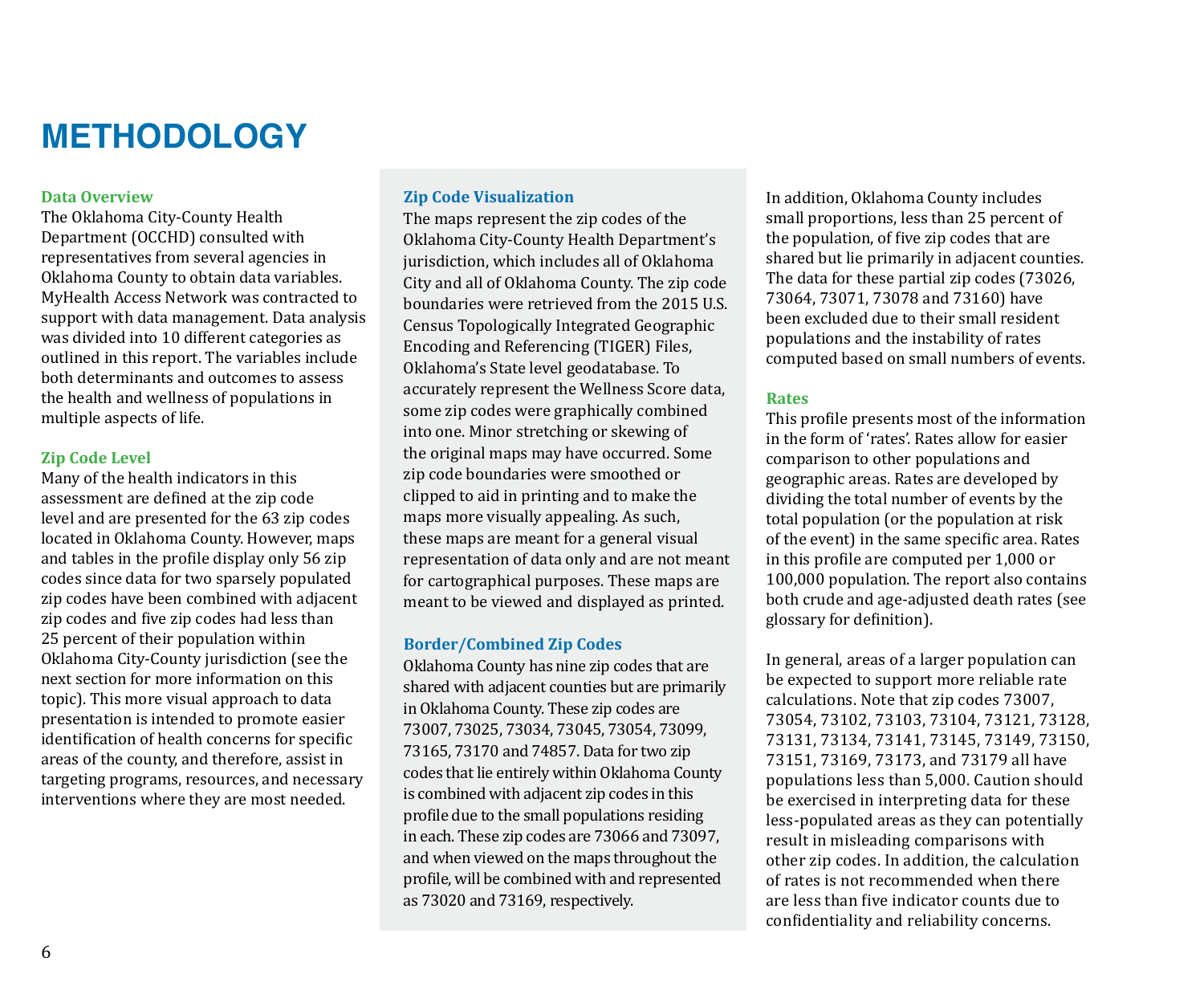# METHODOLOGY

### Data Overview

The Oklahoma City-County Health Department (OCCHD) consulted with representatives from several agencies in Oklahoma County to obtain data variables. MyHealth Access Network was contracted to support with data management. Data analysis was divided into 10 different categories as outlined in this report. The variables include both determinants and outcomes to assess the health and wellness of populations in multiple aspects of life.

### Zip Code Level

Many of the health indicators in this assessment are defined at the zip code level and are presented for the 63 zip codes located in Oklahoma County. However, maps and tables in the profile display only 56 zip codes since data for two sparsely populated zip codes have been combined with adjacent zip codes and five zip codes had less than 25 percent of their population within Oklahoma City-County jurisdiction (see the next section for more information on this topic). This more visual approach to data presentation is intended to promote easier identification of health concerns for specific areas of the county, and therefore, assist in targeting programs, resources, and necessary interventions where they are most needed.

### Zip Code Visualization

The maps represent the zip codes of the Oklahoma City-County Health Department's jurisdiction, which includes all of Oklahoma City and all of Oklahoma County. The zip code boundaries were retrieved from the 2015 U.S. Census Topologically Integrated Geographic Encoding and Referencing (TIGER) Files, Oklahoma's State level geodatabase. To accurately represent the Wellness Score data, some zip codes were graphically combined into one. Minor stretching or skewing of the original maps may have occurred. Some zip code boundaries were smoothed or clipped to aid in printing and to make the maps more visually appealing. As such, these maps are meant for a general visual representation of data only and are not meant for cartographical purposes. These maps are meant to be viewed and displayed as printed.

### Border/Combined Zip Codes

Oklahoma County has nine zip codes that are shared with adjacent counties but are primarily in Oklahoma County. These zip codes are 73007, 73025, 73034, 73045, 73054, 73099, 73165, 73170 and 74857. Data for two zip codes that lie entirely within Oklahoma County is combined with adjacent zip codes in this profile due to the small populations residing in each. These zip codes are 73066 and 73097, and when viewed on the maps throughout the profile, will be combined with and represented as 73020 and 73169, respectively.

In addition, Oklahoma County includes small proportions, less than 25 percent of the population, of five zip codes that are shared but lie primarily in adjacent counties. The data for these partial zip codes (73026, 73064, 73071, 73078 and 73160) have been excluded due to their small resident populations and the instability of rates computed based on small numbers of events.

### Rates

This profile presents most of the information in the form of 'rates'. Rates allow for easier comparison to other populations and geographic areas. Rates are developed by dividing the total number of events by the total population (or the population at risk of the event) in the same specific area. Rates in this profile are computed per 1,000 or 100,000 population. The report also contains both crude and age-adjusted death rates (see glossary for definition).

In general, areas of a larger population can be expected to support more reliable rate calculations. Note that zip codes 73007, 73054, 73102, 73103, 73104, 73121, 73128, 73131, 73134, 73141, 73145, 73149, 73150, 73151, 73169, 73173, and 73179 all have populations less than 5,000. Caution should be exercised in interpreting data for these less-populated areas as they can potentially result in misleading comparisons with other zip codes. In addition, the calculation of rates is not recommended when there are less than five indicator counts due to confidentiality and reliability concerns.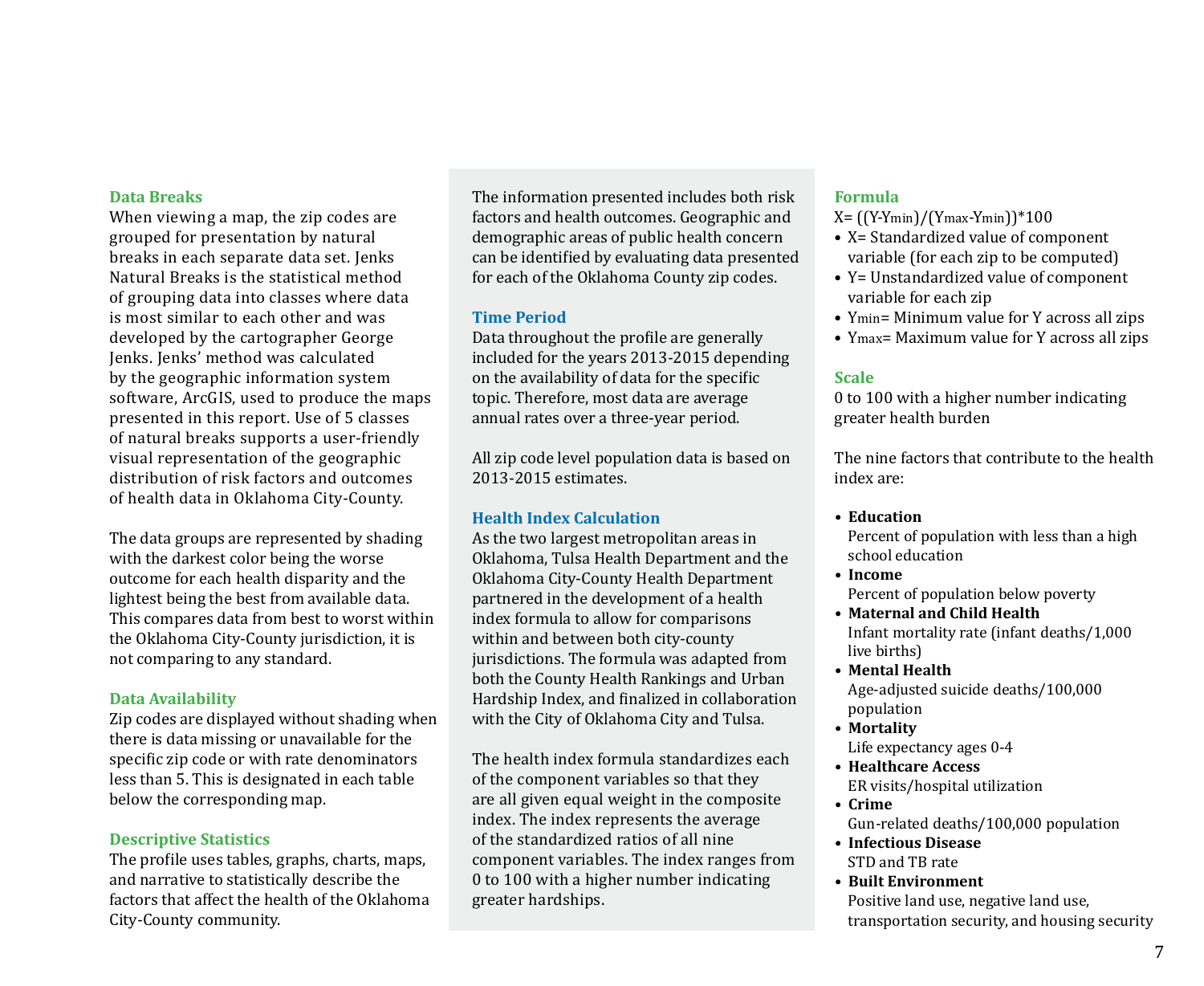### Data Breaks

When viewing a map, the zip codes are grouped for presentation by natural breaks in each separate data set. Jenks Natural Breaks is the statistical method of grouping data into classes where data is most similar to each other and was developed by the cartographer George Jenks. Jenks' method was calculated by the geographic information system software, ArcGIS, used to produce the maps presented in this report. Use of 5 classes of natural breaks supports a user-friendly visual representation of the geographic distribution of risk factors and outcomes of health data in Oklahoma City-County.

The data groups are represented by shading with the darkest color being the worse outcome for each health disparity and the lightest being the best from available data. This compares data from best to worst within the Oklahoma City-County jurisdiction, it is not comparing to any standard.

### Data Availability

Zip codes are displayed without shading when there is data missing or unavailable for the specific zip code or with rate denominators less than 5. This is designated in each table below the corresponding map.

### Descriptive Statistics

The profile uses tables, graphs, charts, maps, and narrative to statistically describe the factors that affect the health of the Oklahoma City-County community.

The information presented includes both risk factors and health outcomes. Geographic and demographic areas of public health concern can be identified by evaluating data presented for each of the Oklahoma County zip codes.

### Time Period

Data throughout the profile are generally included for the years 2013-2015 depending on the availability of data for the specific topic. Therefore, most data are average annual rates over a three-year period.

All zip code level population data is based on 2013-2015 estimates.

### Health Index Calculation

As the two largest metropolitan areas in Oklahoma, Tulsa Health Department and the Oklahoma City-County Health Department partnered in the development of a health index formula to allow for comparisons within and between both city-county jurisdictions. The formula was adapted from both the County Health Rankings and Urban Hardship Index, and finalized in collaboration with the City of Oklahoma City and Tulsa.

The health index formula standardizes each of the component variables so that they are all given equal weight in the composite index. The index represents the average of the standardized ratios of all nine component variables. The index ranges from 0 to 100 with a higher number indicating greater hardships.

### Formula

$X = ((Y - Y_{min})/(Y_{max} - Y_{min}))*100$

- X= Standardized value of component variable (for each zip to be computed)
- Y= Unstandardized value of component variable for each zip
- $Y_{min}$= Minimum value for Y across all zips
- $Y_{max}$= Maximum value for Y across all zips

### Scale

0 to 100 with a higher number indicating greater health burden

The nine factors that contribute to the health index are:

- **Education**
  Percent of population with less than a high school education
- **Income**
  Percent of population below poverty
- **Maternal and Child Health**
  Infant mortality rate (infant deaths/1,000 live births)
- **Mental Health**
  Age-adjusted suicide deaths/100,000 population
- **Mortality**
  Life expectancy ages 0-4
- **Healthcare Access**
  ER visits/hospital utilization
- **Crime**
  Gun-related deaths/100,000 population
- **Infectious Disease**
  STD and TB rate
- **Built Environment**
  Positive land use, negative land use, transportation security, and housing security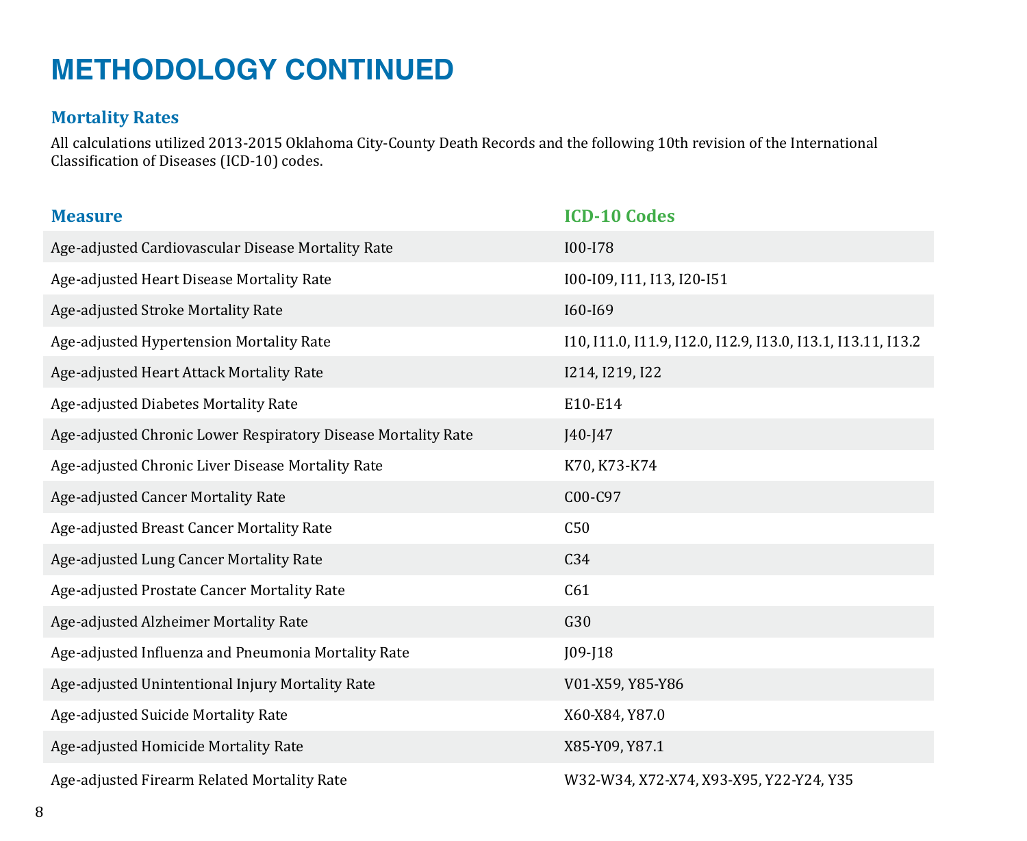# METHODOLOGY CONTINUED

## Mortality Rates

All calculations utilized 2013-2015 Oklahoma City-County Death Records and the following 10th revision of the International Classification of Diseases (ICD-10) codes.

| Measure | ICD-10 Codes |
|---|---|
| Age-adjusted Cardiovascular Disease Mortality Rate | I00-I78 |
| Age-adjusted Heart Disease Mortality Rate | I00-I09, I11, I13, I20-I51 |
| Age-adjusted Stroke Mortality Rate | I60-I69 |
| Age-adjusted Hypertension Mortality Rate | I10, I11.0, I11.9, I12.0, I12.9, I13.0, I13.1, I13.11, I13.2 |
| Age-adjusted Heart Attack Mortality Rate | I214, I219, I22 |
| Age-adjusted Diabetes Mortality Rate | E10-E14 |
| Age-adjusted Chronic Lower Respiratory Disease Mortality Rate | J40-J47 |
| Age-adjusted Chronic Liver Disease Mortality Rate | K70, K73-K74 |
| Age-adjusted Cancer Mortality Rate | C00-C97 |
| Age-adjusted Breast Cancer Mortality Rate | C50 |
| Age-adjusted Lung Cancer Mortality Rate | C34 |
| Age-adjusted Prostate Cancer Mortality Rate | C61 |
| Age-adjusted Alzheimer Mortality Rate | G30 |
| Age-adjusted Influenza and Pneumonia Mortality Rate | J09-J18 |
| Age-adjusted Unintentional Injury Mortality Rate | V01-X59, Y85-Y86 |
| Age-adjusted Suicide Mortality Rate | X60-X84, Y87.0 |
| Age-adjusted Homicide Mortality Rate | X85-Y09, Y87.1 |
| Age-adjusted Firearm Related Mortality Rate | W32-W34, X72-X74, X93-X95, Y22-Y24, Y35 |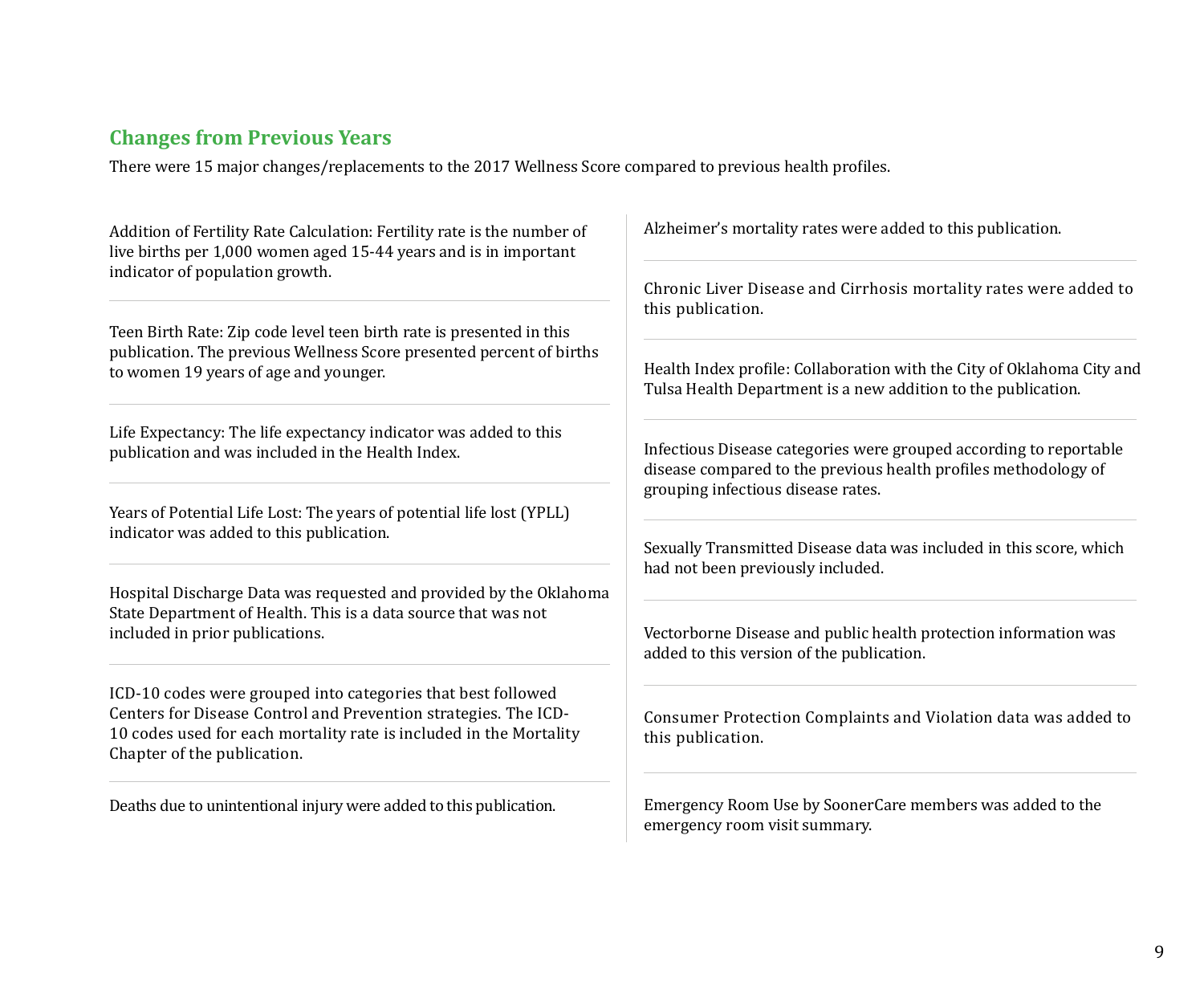## Changes from Previous Years

There were 15 major changes/replacements to the 2017 Wellness Score compared to previous health profiles.

Addition of Fertility Rate Calculation: Fertility rate is the number of live births per 1,000 women aged 15-44 years and is in important indicator of population growth.

Teen Birth Rate: Zip code level teen birth rate is presented in this publication. The previous Wellness Score presented percent of births to women 19 years of age and younger.

Life Expectancy: The life expectancy indicator was added to this publication and was included in the Health Index.

Years of Potential Life Lost: The years of potential life lost (YPLL) indicator was added to this publication.

Hospital Discharge Data was requested and provided by the Oklahoma State Department of Health. This is a data source that was not included in prior publications.

ICD-10 codes were grouped into categories that best followed Centers for Disease Control and Prevention strategies. The ICD-10 codes used for each mortality rate is included in the Mortality Chapter of the publication.

Deaths due to unintentional injury were added to this publication.

Alzheimer's mortality rates were added to this publication.

Chronic Liver Disease and Cirrhosis mortality rates were added to this publication.

Health Index profile: Collaboration with the City of Oklahoma City and Tulsa Health Department is a new addition to the publication.

Infectious Disease categories were grouped according to reportable disease compared to the previous health profiles methodology of grouping infectious disease rates.

Sexually Transmitted Disease data was included in this score, which had not been previously included.

Vectorborne Disease and public health protection information was added to this version of the publication.

Consumer Protection Complaints and Violation data was added to this publication.

Emergency Room Use by SoonerCare members was added to the emergency room visit summary.